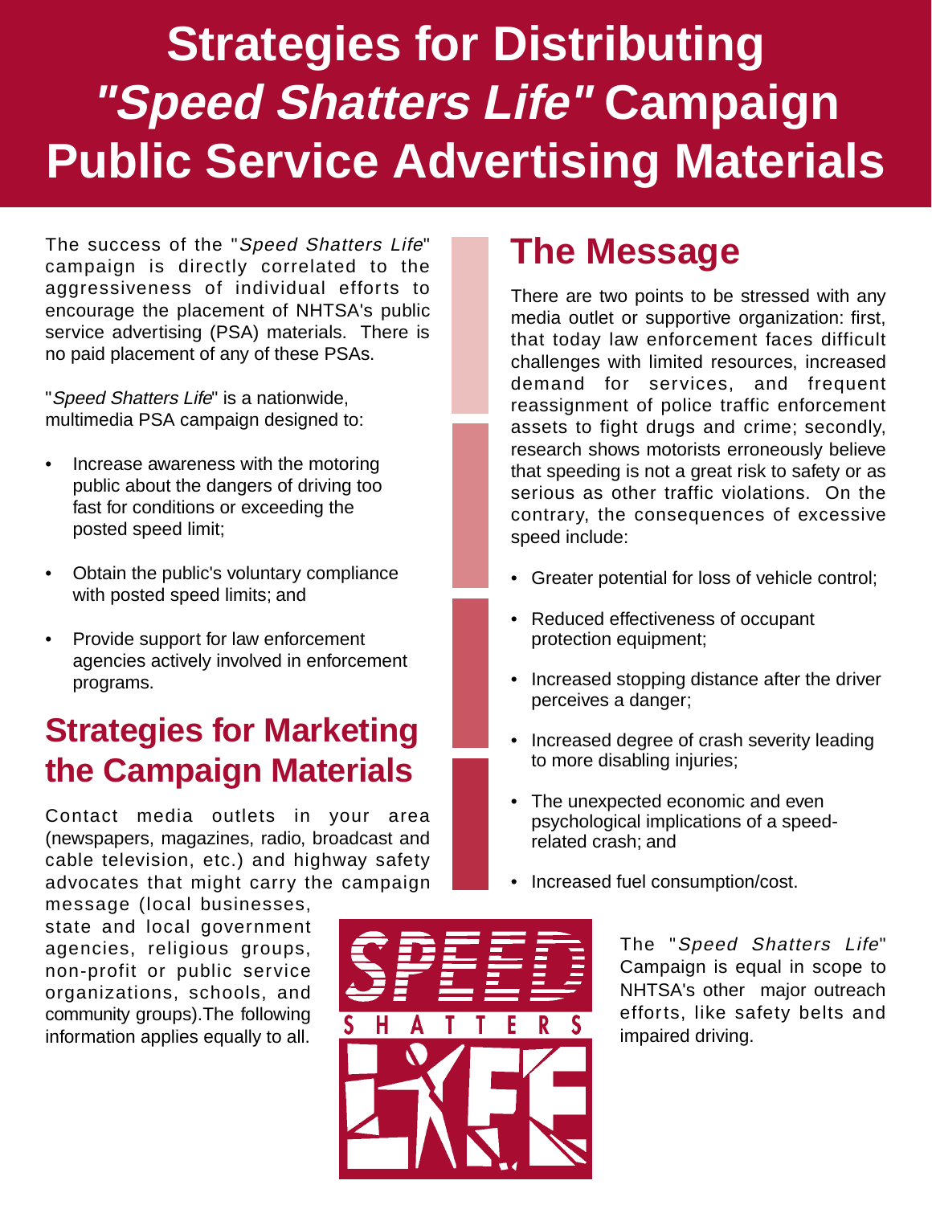# Strategies for Distributing *"Speed Shatters Life"* Campaign Public Service Advertising Materials

The success of the "*Speed Shatters Life*" campaign is directly correlated to the aggressiveness of individual efforts to encourage the placement of NHTSA's public service advertising (PSA) materials. There is no paid placement of any of these PSAs.

"*Speed Shatters Life*" is a nationwide, multimedia PSA campaign designed to:

- Increase awareness with the motoring public about the dangers of driving too fast for conditions or exceeding the posted speed limit;
- Obtain the public's voluntary compliance with posted speed limits; and
- Provide support for law enforcement agencies actively involved in enforcement programs.

## Strategies for Marketing the Campaign Materials

Contact media outlets in your area (newspapers, magazines, radio, broadcast and cable television, etc.) and highway safety advocates that might carry the campaign message (local businesses, state and local government agencies, religious groups, non-profit or public service organizations, schools, and community groups).The following information applies equally to all.

## The Message

There are two points to be stressed with any media outlet or supportive organization: first, that today law enforcement faces difficult challenges with limited resources, increased demand for services, and frequent reassignment of police traffic enforcement assets to fight drugs and crime; secondly, research shows motorists erroneously believe that speeding is not a great risk to safety or as serious as other traffic violations. On the contrary, the consequences of excessive speed include:

- Greater potential for loss of vehicle control;
- Reduced effectiveness of occupant protection equipment;
- Increased stopping distance after the driver perceives a danger;
- Increased degree of crash severity leading to more disabling injuries;
- The unexpected economic and even psychological implications of a speed-related crash; and
- Increased fuel consumption/cost.

SPEED SHATTERS LIFE

The "*Speed Shatters Life*" Campaign is equal in scope to NHTSA's other major outreach efforts, like safety belts and impaired driving.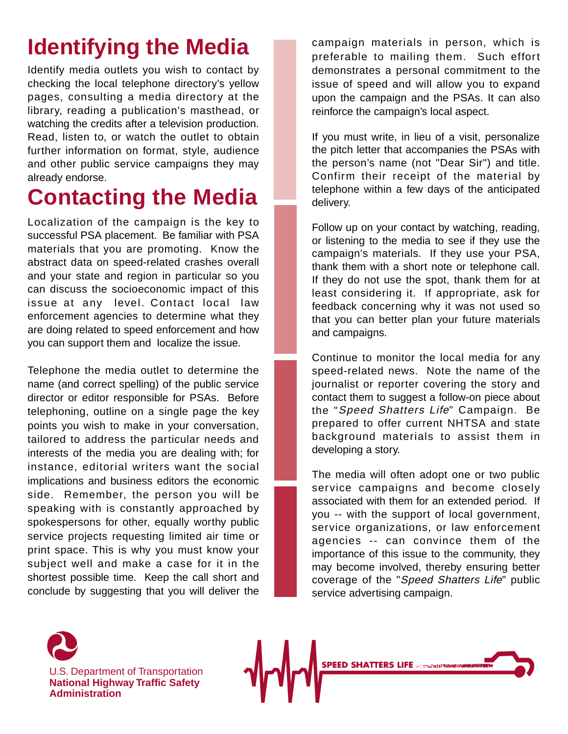# Identifying the Media

Identify media outlets you wish to contact by checking the local telephone directory's yellow pages, consulting a media directory at the library, reading a publication's masthead, or watching the credits after a television production. Read, listen to, or watch the outlet to obtain further information on format, style, audience and other public service campaigns they may already endorse.

# Contacting the Media

Localization of the campaign is the key to successful PSA placement. Be familiar with PSA materials that you are promoting. Know the abstract data on speed-related crashes overall and your state and region in particular so you can discuss the socioeconomic impact of this issue at any level. Contact local law enforcement agencies to determine what they are doing related to speed enforcement and how you can support them and localize the issue.

Telephone the media outlet to determine the name (and correct spelling) of the public service director or editor responsible for PSAs. Before telephoning, outline on a single page the key points you wish to make in your conversation, tailored to address the particular needs and interests of the media you are dealing with; for instance, editorial writers want the social implications and business editors the economic side. Remember, the person you will be speaking with is constantly approached by spokespersons for other, equally worthy public service projects requesting limited air time or print space. This is why you must know your subject well and make a case for it in the shortest possible time. Keep the call short and conclude by suggesting that you will deliver the campaign materials in person, which is preferable to mailing them. Such effort demonstrates a personal commitment to the issue of speed and will allow you to expand upon the campaign and the PSAs. It can also reinforce the campaign's local aspect.

If you must write, in lieu of a visit, personalize the pitch letter that accompanies the PSAs with the person's name (not "Dear Sir") and title. Confirm their receipt of the material by telephone within a few days of the anticipated delivery.

Follow up on your contact by watching, reading, or listening to the media to see if they use the campaign's materials. If they use your PSA, thank them with a short note or telephone call. If they do not use the spot, thank them for at least considering it. If appropriate, ask for feedback concerning why it was not used so that you can better plan your future materials and campaigns.

Continue to monitor the local media for any speed-related news. Note the name of the journalist or reporter covering the story and contact them to suggest a follow-on piece about the "*Speed Shatters Life*" Campaign. Be prepared to offer current NHTSA and state background materials to assist them in developing a story.

The media will often adopt one or two public service campaigns and become closely associated with them for an extended period. If you -- with the support of local government, service organizations, or law enforcement agencies -- can convince them of the importance of this issue to the community, they may become involved, thereby ensuring better coverage of the "*Speed Shatters Life*" public service advertising campaign.

U.S. Department of Transportation
**National Highway Traffic Safety Administration**

SPEED SHATTERS LIFE